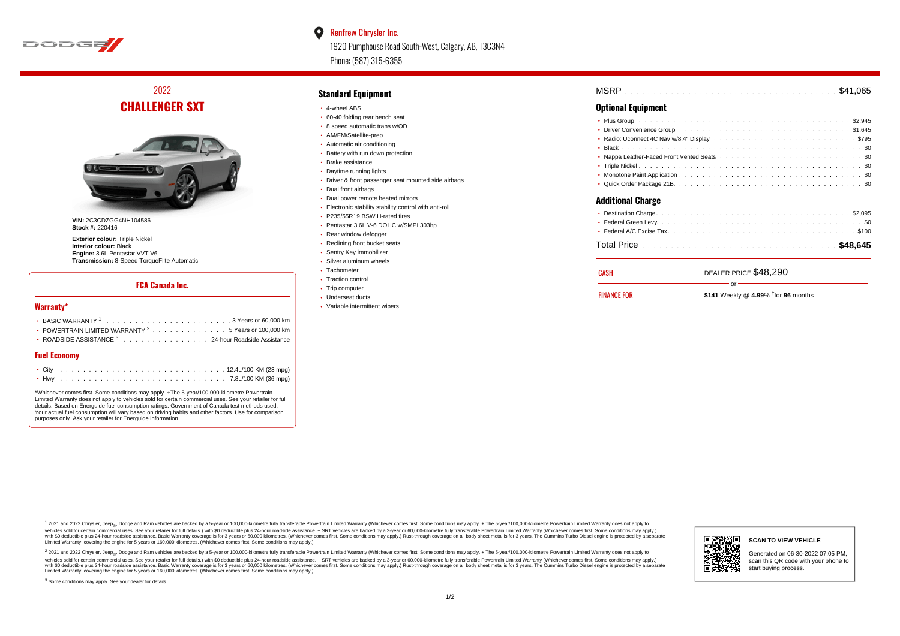**Renfrew Chrysler Inc.**
1920 Pumphouse Road South-West, Calgary, AB, T3C3N4
Phone: (587) 315-6355

# 2022 CHALLENGER SXT

**VIN:** 2C3CDZGG4NH104586
**Stock #:** 220416

**Exterior colour:** Triple Nickel
**Interior colour:** Black
**Engine:** 3.6L Pentastar VVT V6
**Transmission:** 8-Speed TorqueFlite Automatic

## FCA Canada Inc.

### Warranty*

- BASIC WARRANTY [1] . . . . . . . . . . 3 Years or 60,000 km
- POWERTRAIN LIMITED WARRANTY [2] . . . . . . . . . . 5 Years or 100,000 km
- ROADSIDE ASSISTANCE [3] . . . . . . . . . . 24-hour Roadside Assistance

### Fuel Economy

- City . . . . . . . . . . 12.4L/100 KM (23 mpg)
- Hwy . . . . . . . . . . 7.8L/100 KM (36 mpg)

*Whichever comes first. Some conditions may apply. +The 5-year/100,000-kilometre Powertrain Limited Warranty does not apply to vehicles sold for certain commercial uses. See your retailer for full details. Based on Energuide fuel consumption ratings. Government of Canada test methods used. Your actual fuel consumption will vary based on driving habits and other factors. Use for comparison purposes only. Ask your retailer for Energuide information.

## Standard Equipment

- 4-wheel ABS
- 60-40 folding rear bench seat
- 8 speed automatic trans w/OD
- AM/FM/Satellite-prep
- Automatic air conditioning
- Battery with run down protection
- Brake assistance
- Daytime running lights
- Driver & front passenger seat mounted side airbags
- Dual front airbags
- Dual power remote heated mirrors
- Electronic stability stability control with anti-roll
- P235/55R19 BSW H-rated tires
- Pentastar 3.6L V-6 DOHC w/SMPI 303hp
- Rear window defogger
- Reclining front bucket seats
- Sentry Key immobilizer
- Silver aluminum wheels
- Tachometer
- Traction control
- Trip computer
- Underseat ducts
- Variable intermittent wipers

MSRP . . . . . . . . . . $41,065

## Optional Equipment

- Plus Group . . . . . . . . . . $2,945
- Driver Convenience Group . . . . . . . . . . $1,645
- Radio: Uconnect 4C Nav w/8.4" Display . . . . . . . . . . $795
- Black . . . . . . . . . . $0
- Nappa Leather-Faced Front Vented Seats . . . . . . . . . . $0
- Triple Nickel . . . . . . . . . . $0
- Monotone Paint Application . . . . . . . . . . $0
- Quick Order Package 21B. . . . . . . . . . . $0

## Additional Charge

- Destination Charge. . . . . . . . . . . $2,095
- Federal Green Levy. . . . . . . . . . . $0
- Federal A/C Excise Tax. . . . . . . . . . . $100

Total Price . . . . . . . . . . **$48,645**

| | |
|---|---|
| CASH | DEALER PRICE $48,290 |
| | or |
| FINANCE FOR | **$141** Weekly @ **4.99**% †for **96** months |

[1] 2021 and 2022 Chrysler, Jeep®, Dodge and Ram vehicles are backed by a 5-year or 100,000-kilometre fully transferable Powertrain Limited Warranty (Whichever comes first. Some conditions may apply. + The 5-year/100,000-kilometre Powertrain Limited Warranty does not apply to vehicles sold for certain commercial uses. See your retailer for full details.) with $0 deductible plus 24-hour roadside assistance. + SRT vehicles are backed by a 3-year or 60,000-kilometre fully transferable Powertrain Limited Warranty (Whichever comes first. Some conditions may apply.) with $0 deductible plus 24-hour roadside assistance. Basic Warranty coverage is for 3 years or 60,000 kilometres. (Whichever comes first. Some conditions may apply.) Rust-through coverage on all body sheet metal is for 3 years. The Cummins Turbo Diesel engine is protected by a separate Limited Warranty, covering the engine for 5 years or 160,000 kilometres. (Whichever comes first. Some conditions may apply.)

[2] 2021 and 2022 Chrysler, Jeep®, Dodge and Ram vehicles are backed by a 5-year or 100,000-kilometre fully transferable Powertrain Limited Warranty (Whichever comes first. Some conditions may apply. + The 5-year/100,000-kilometre Powertrain Limited Warranty does not apply to vehicles sold for certain commercial uses. See your retailer for full details.) with $0 deductible plus 24-hour roadside assistance. + SRT vehicles are backed by a 3-year or 60,000-kilometre fully transferable Powertrain Limited Warranty (Whichever comes first. Some conditions may apply.) with $0 deductible plus 24-hour roadside assistance. Basic Warranty coverage is for 3 years or 60,000 kilometres. (Whichever comes first. Some conditions may apply.) Rust-through coverage on all body sheet metal is for 3 years. The Cummins Turbo Diesel engine is protected by a separate Limited Warranty, covering the engine for 5 years or 160,000 kilometres. (Whichever comes first. Some conditions may apply.)

[3] Some conditions may apply. See your dealer for details.

**SCAN TO VIEW VEHICLE**

Generated on 06-30-2022 07:05 PM, scan this QR code with your phone to start buying process.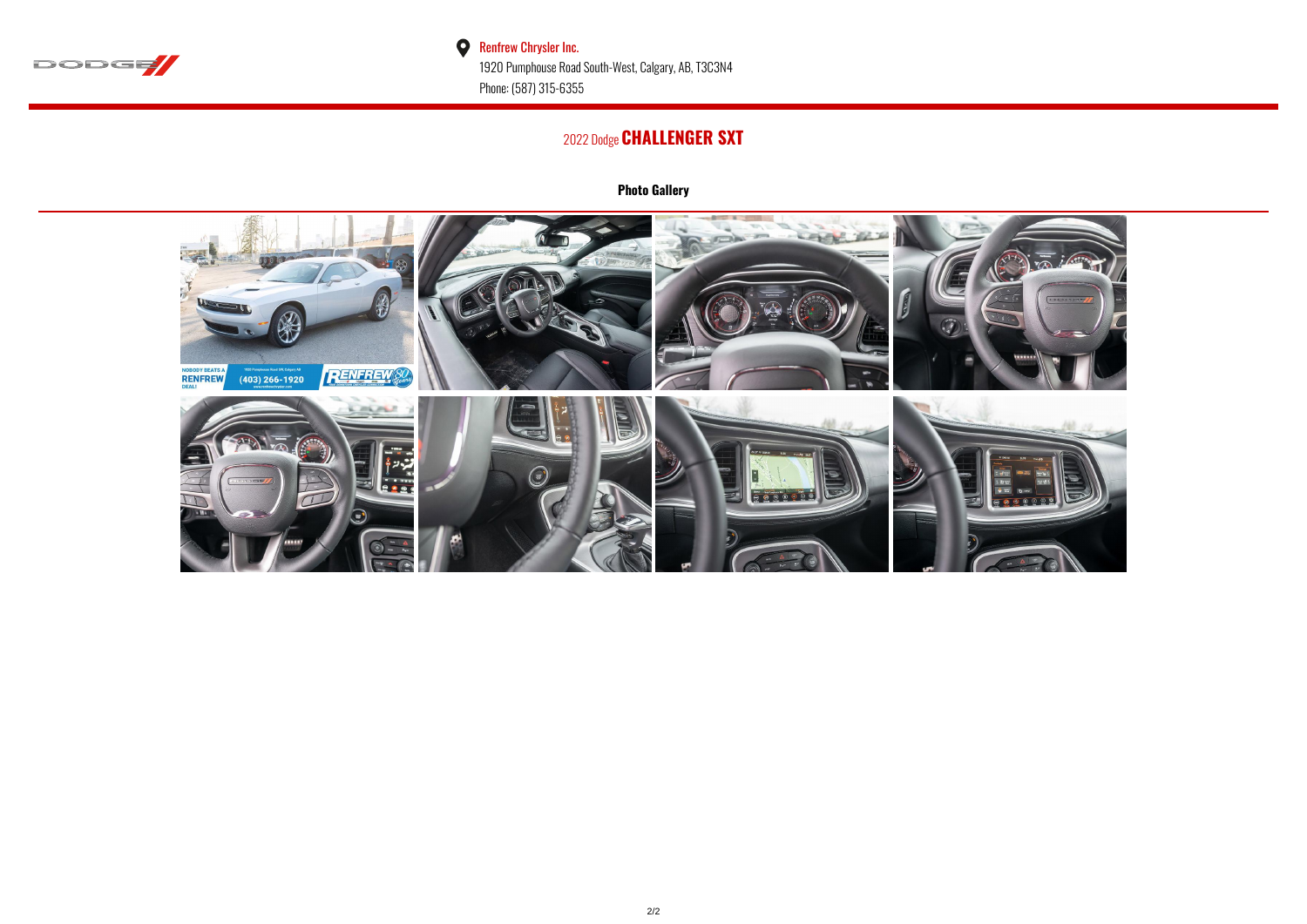Renfrew Chrysler Inc.
1920 Pumphouse Road South-West, Calgary, AB, T3C3N4
Phone: (587) 315-6355

# 2022 Dodge **CHALLENGER SXT**

## Photo Gallery